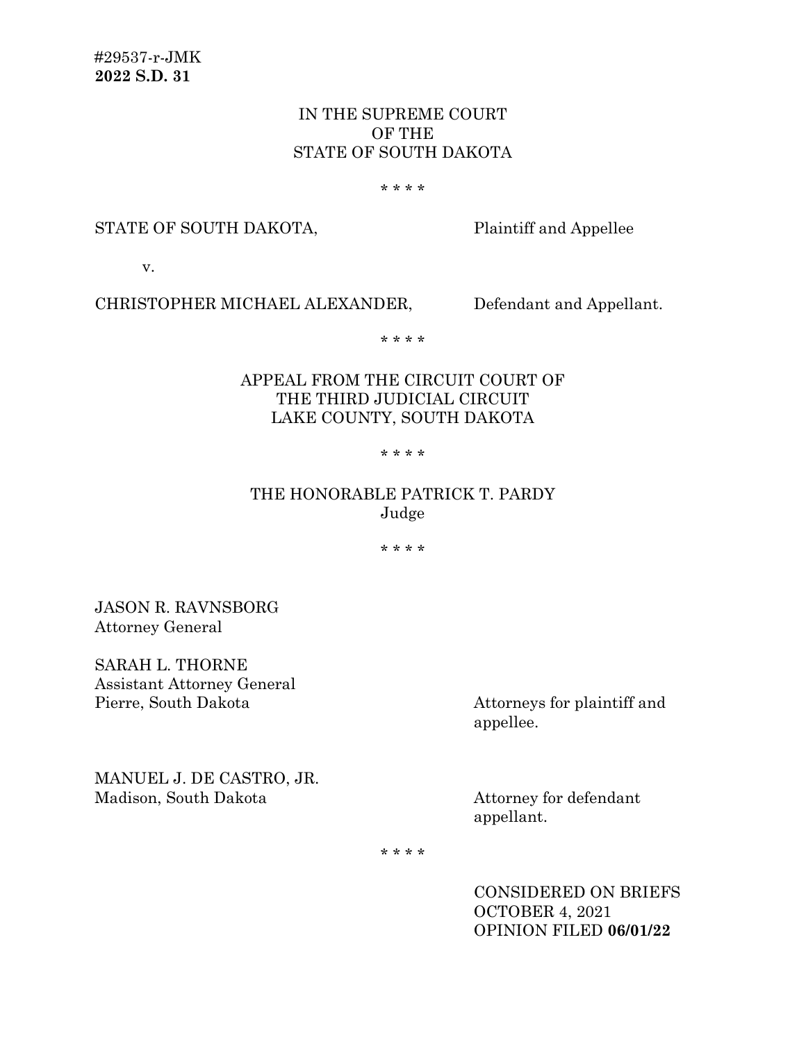#29537-r-JMK
**2022 S.D. 31**

IN THE SUPREME COURT
OF THE
STATE OF SOUTH DAKOTA

* * * *

STATE OF SOUTH DAKOTA, Plaintiff and Appellee

v.

CHRISTOPHER MICHAEL ALEXANDER, Defendant and Appellant.

* * * *

APPEAL FROM THE CIRCUIT COURT OF
THE THIRD JUDICIAL CIRCUIT
LAKE COUNTY, SOUTH DAKOTA

* * * *

THE HONORABLE PATRICK T. PARDY
Judge

* * * *

JASON R. RAVNSBORG
Attorney General

SARAH L. THORNE
Assistant Attorney General
Pierre, South Dakota

Attorneys for plaintiff and appellee.

MANUEL J. DE CASTRO, JR.
Madison, South Dakota

Attorney for defendant appellant.

* * * *

CONSIDERED ON BRIEFS
OCTOBER 4, 2021
OPINION FILED **06/01/22**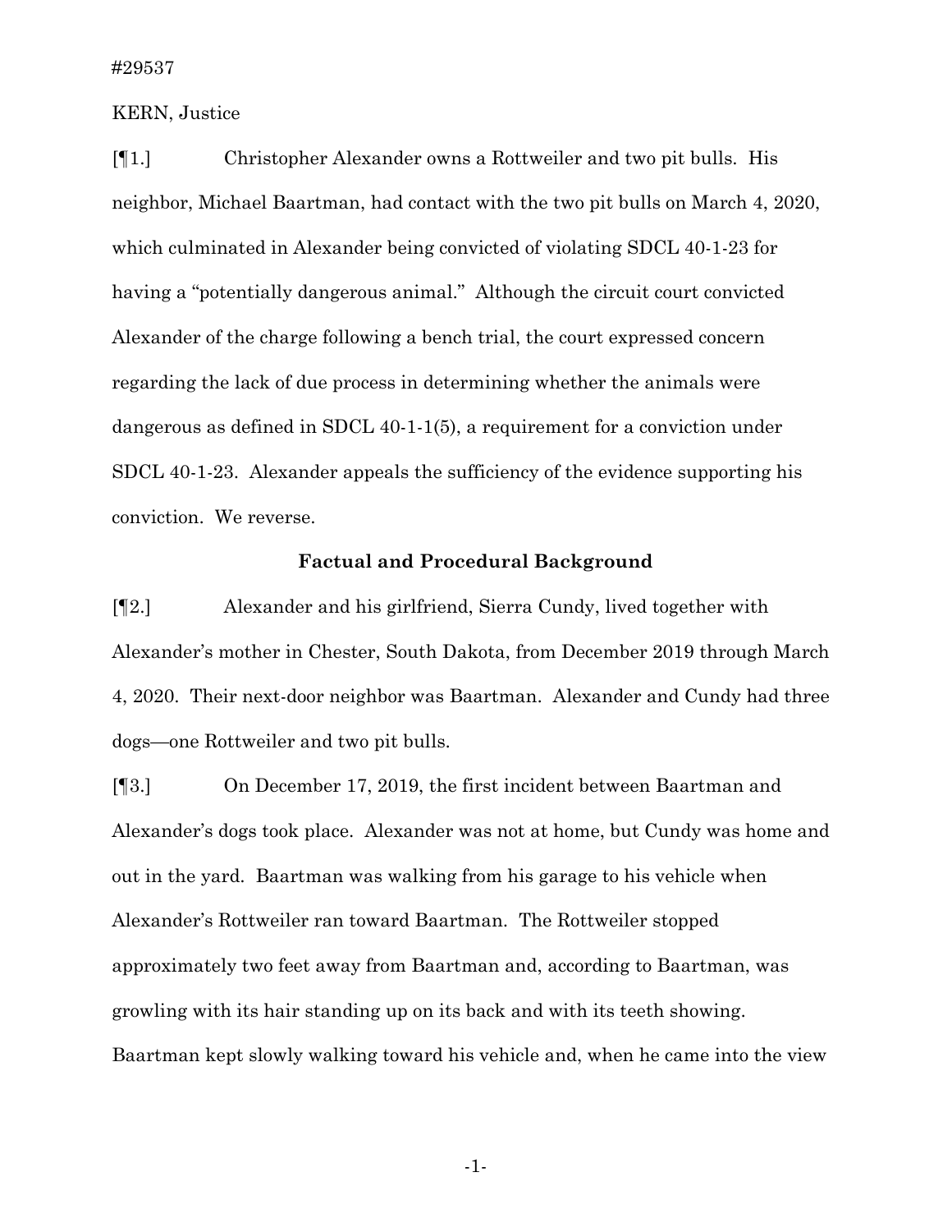#29537

KERN, Justice

[¶1.] Christopher Alexander owns a Rottweiler and two pit bulls. His neighbor, Michael Baartman, had contact with the two pit bulls on March 4, 2020, which culminated in Alexander being convicted of violating SDCL 40-1-23 for having a "potentially dangerous animal." Although the circuit court convicted Alexander of the charge following a bench trial, the court expressed concern regarding the lack of due process in determining whether the animals were dangerous as defined in SDCL 40-1-1(5), a requirement for a conviction under SDCL 40-1-23. Alexander appeals the sufficiency of the evidence supporting his conviction. We reverse.

## Factual and Procedural Background

[¶2.] Alexander and his girlfriend, Sierra Cundy, lived together with Alexander's mother in Chester, South Dakota, from December 2019 through March 4, 2020. Their next-door neighbor was Baartman. Alexander and Cundy had three dogs—one Rottweiler and two pit bulls.

[¶3.] On December 17, 2019, the first incident between Baartman and Alexander's dogs took place. Alexander was not at home, but Cundy was home and out in the yard. Baartman was walking from his garage to his vehicle when Alexander's Rottweiler ran toward Baartman. The Rottweiler stopped approximately two feet away from Baartman and, according to Baartman, was growling with its hair standing up on its back and with its teeth showing. Baartman kept slowly walking toward his vehicle and, when he came into the view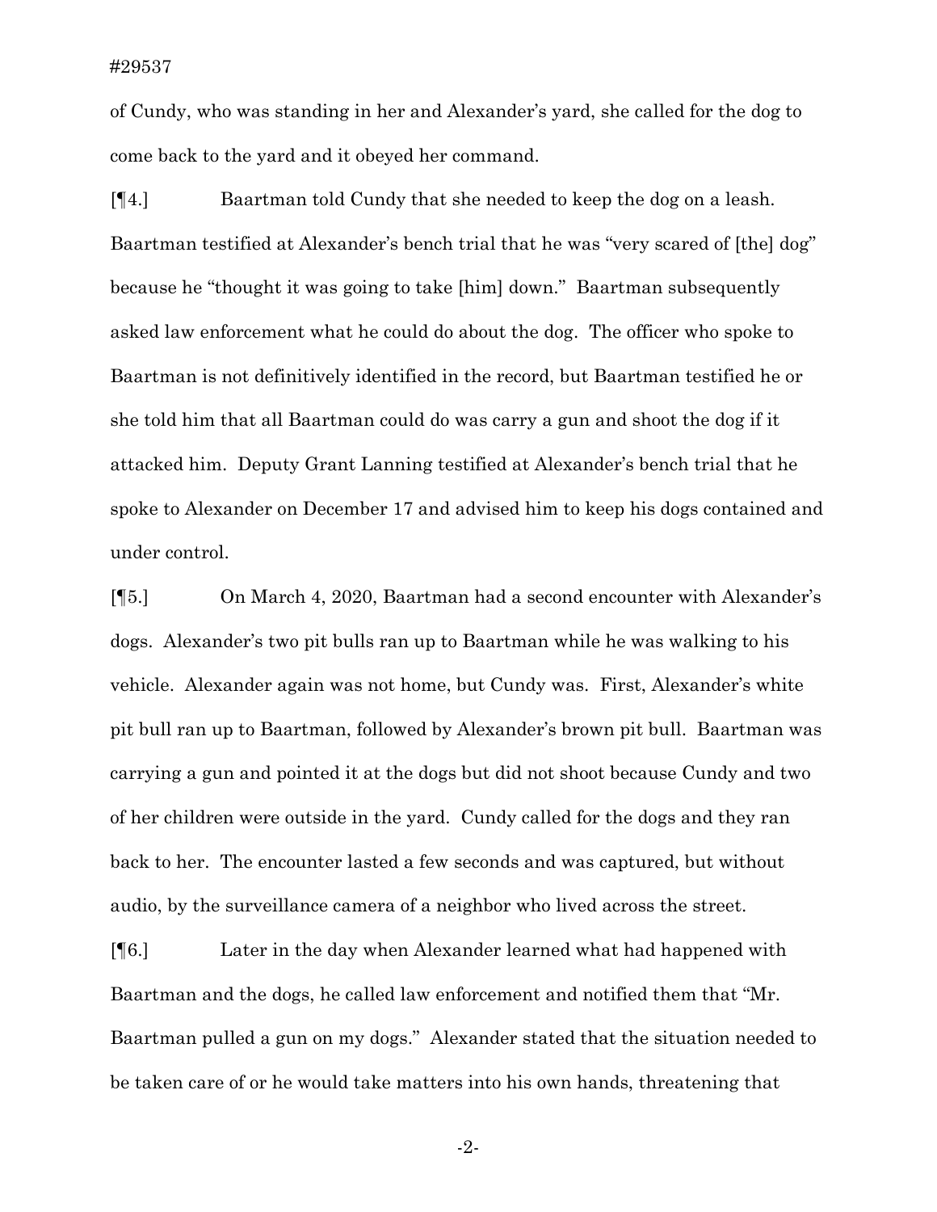of Cundy, who was standing in her and Alexander's yard, she called for the dog to come back to the yard and it obeyed her command.

[¶4.] Baartman told Cundy that she needed to keep the dog on a leash. Baartman testified at Alexander's bench trial that he was "very scared of [the] dog" because he "thought it was going to take [him] down." Baartman subsequently asked law enforcement what he could do about the dog. The officer who spoke to Baartman is not definitively identified in the record, but Baartman testified he or she told him that all Baartman could do was carry a gun and shoot the dog if it attacked him. Deputy Grant Lanning testified at Alexander's bench trial that he spoke to Alexander on December 17 and advised him to keep his dogs contained and under control.

[¶5.] On March 4, 2020, Baartman had a second encounter with Alexander's dogs. Alexander's two pit bulls ran up to Baartman while he was walking to his vehicle. Alexander again was not home, but Cundy was. First, Alexander's white pit bull ran up to Baartman, followed by Alexander's brown pit bull. Baartman was carrying a gun and pointed it at the dogs but did not shoot because Cundy and two of her children were outside in the yard. Cundy called for the dogs and they ran back to her. The encounter lasted a few seconds and was captured, but without audio, by the surveillance camera of a neighbor who lived across the street.

[¶6.] Later in the day when Alexander learned what had happened with Baartman and the dogs, he called law enforcement and notified them that "Mr. Baartman pulled a gun on my dogs." Alexander stated that the situation needed to be taken care of or he would take matters into his own hands, threatening that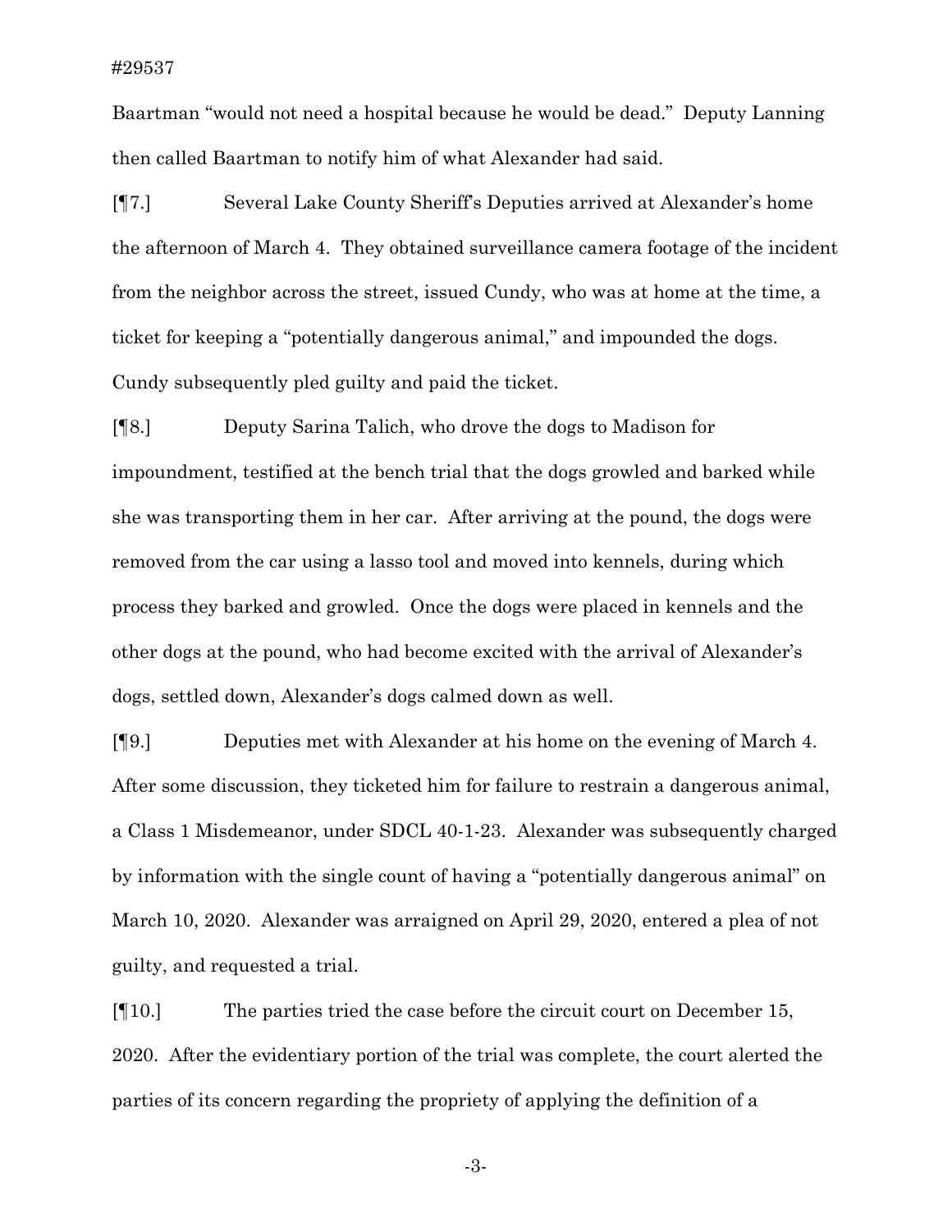Baartman "would not need a hospital because he would be dead." Deputy Lanning then called Baartman to notify him of what Alexander had said.

[¶7.] Several Lake County Sheriff's Deputies arrived at Alexander's home the afternoon of March 4. They obtained surveillance camera footage of the incident from the neighbor across the street, issued Cundy, who was at home at the time, a ticket for keeping a "potentially dangerous animal," and impounded the dogs. Cundy subsequently pled guilty and paid the ticket.

[¶8.] Deputy Sarina Talich, who drove the dogs to Madison for impoundment, testified at the bench trial that the dogs growled and barked while she was transporting them in her car. After arriving at the pound, the dogs were removed from the car using a lasso tool and moved into kennels, during which process they barked and growled. Once the dogs were placed in kennels and the other dogs at the pound, who had become excited with the arrival of Alexander's dogs, settled down, Alexander's dogs calmed down as well.

[¶9.] Deputies met with Alexander at his home on the evening of March 4. After some discussion, they ticketed him for failure to restrain a dangerous animal, a Class 1 Misdemeanor, under SDCL 40-1-23. Alexander was subsequently charged by information with the single count of having a "potentially dangerous animal" on March 10, 2020. Alexander was arraigned on April 29, 2020, entered a plea of not guilty, and requested a trial.

[¶10.] The parties tried the case before the circuit court on December 15, 2020. After the evidentiary portion of the trial was complete, the court alerted the parties of its concern regarding the propriety of applying the definition of a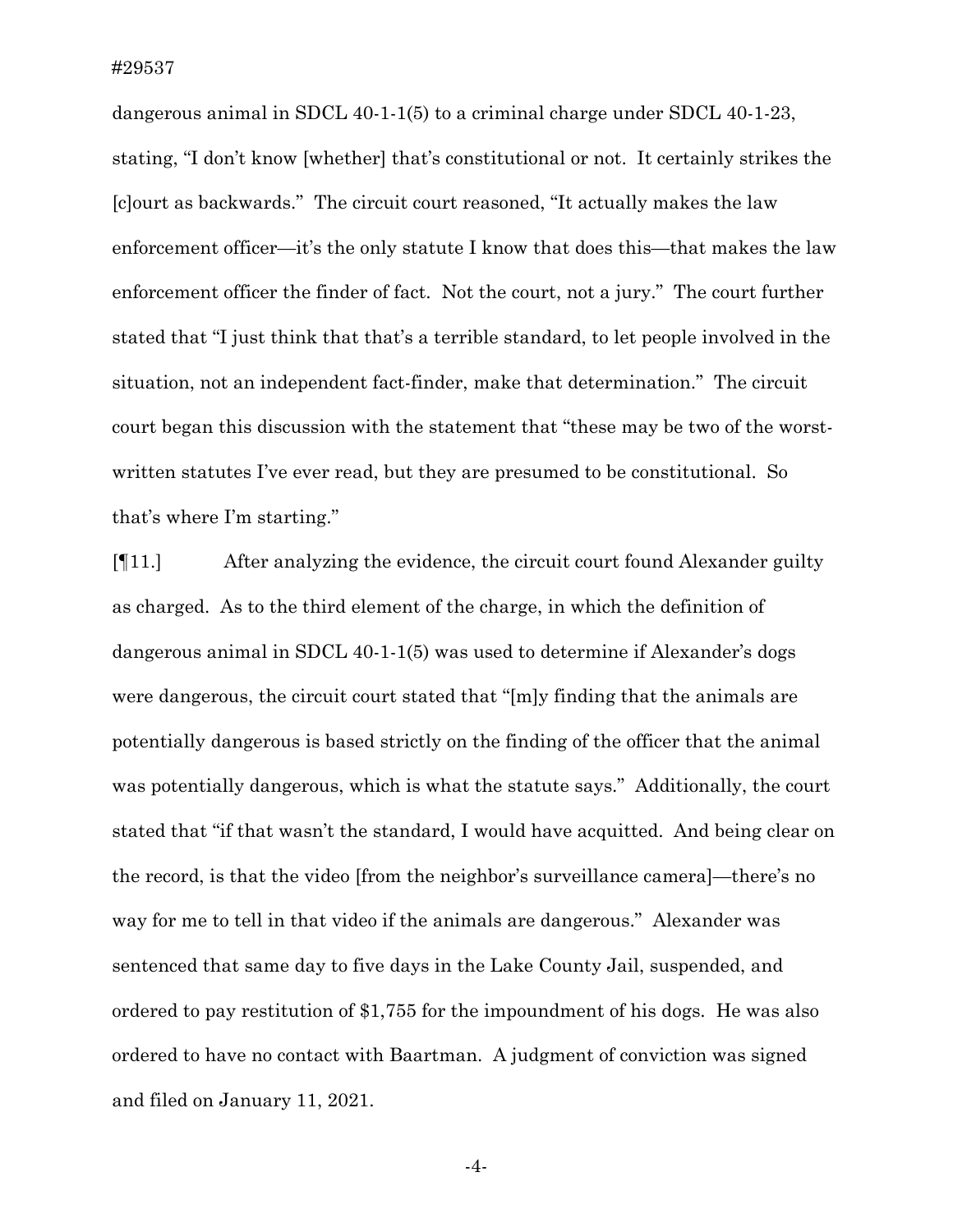dangerous animal in SDCL 40-1-1(5) to a criminal charge under SDCL 40-1-23, stating, "I don't know [whether] that's constitutional or not. It certainly strikes the [c]ourt as backwards." The circuit court reasoned, "It actually makes the law enforcement officer—it's the only statute I know that does this—that makes the law enforcement officer the finder of fact. Not the court, not a jury." The court further stated that "I just think that that's a terrible standard, to let people involved in the situation, not an independent fact-finder, make that determination." The circuit court began this discussion with the statement that "these may be two of the worst-written statutes I've ever read, but they are presumed to be constitutional. So that's where I'm starting."

[¶11.] After analyzing the evidence, the circuit court found Alexander guilty as charged. As to the third element of the charge, in which the definition of dangerous animal in SDCL 40-1-1(5) was used to determine if Alexander's dogs were dangerous, the circuit court stated that "[m]y finding that the animals are potentially dangerous is based strictly on the finding of the officer that the animal was potentially dangerous, which is what the statute says." Additionally, the court stated that "if that wasn't the standard, I would have acquitted. And being clear on the record, is that the video [from the neighbor's surveillance camera]—there's no way for me to tell in that video if the animals are dangerous." Alexander was sentenced that same day to five days in the Lake County Jail, suspended, and ordered to pay restitution of $1,755 for the impoundment of his dogs. He was also ordered to have no contact with Baartman. A judgment of conviction was signed and filed on January 11, 2021.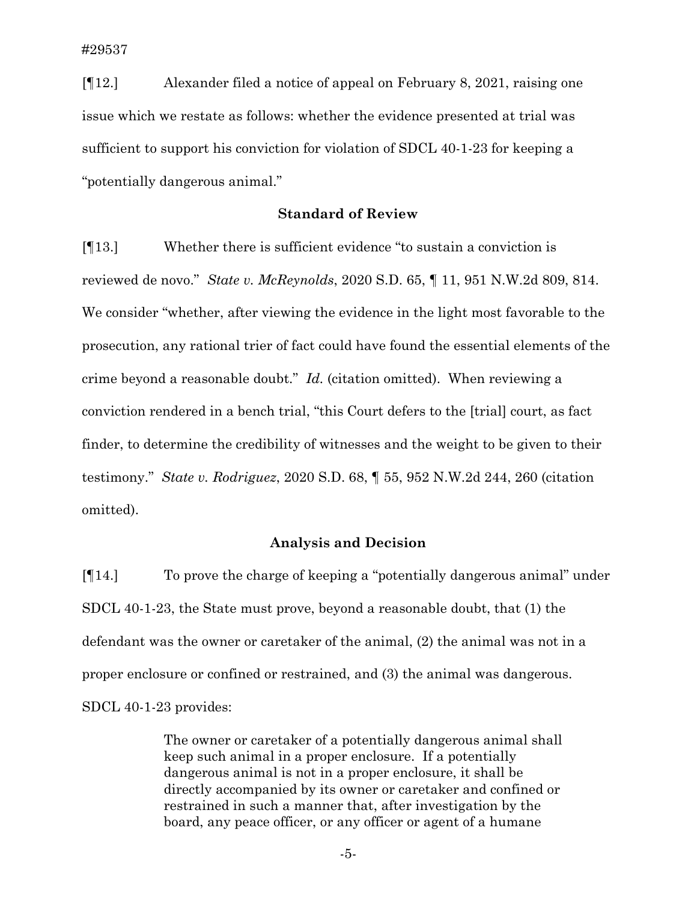[¶12.] Alexander filed a notice of appeal on February 8, 2021, raising one issue which we restate as follows: whether the evidence presented at trial was sufficient to support his conviction for violation of SDCL 40-1-23 for keeping a "potentially dangerous animal."

## Standard of Review

[¶13.] Whether there is sufficient evidence "to sustain a conviction is reviewed de novo." *State v. McReynolds*, 2020 S.D. 65, ¶ 11, 951 N.W.2d 809, 814. We consider "whether, after viewing the evidence in the light most favorable to the prosecution, any rational trier of fact could have found the essential elements of the crime beyond a reasonable doubt." *Id.* (citation omitted). When reviewing a conviction rendered in a bench trial, "this Court defers to the [trial] court, as fact finder, to determine the credibility of witnesses and the weight to be given to their testimony." *State v. Rodriguez*, 2020 S.D. 68, ¶ 55, 952 N.W.2d 244, 260 (citation omitted).

## Analysis and Decision

[¶14.] To prove the charge of keeping a "potentially dangerous animal" under SDCL 40-1-23, the State must prove, beyond a reasonable doubt, that (1) the defendant was the owner or caretaker of the animal, (2) the animal was not in a proper enclosure or confined or restrained, and (3) the animal was dangerous. SDCL 40-1-23 provides:

> The owner or caretaker of a potentially dangerous animal shall keep such animal in a proper enclosure. If a potentially dangerous animal is not in a proper enclosure, it shall be directly accompanied by its owner or caretaker and confined or restrained in such a manner that, after investigation by the board, any peace officer, or any officer or agent of a humane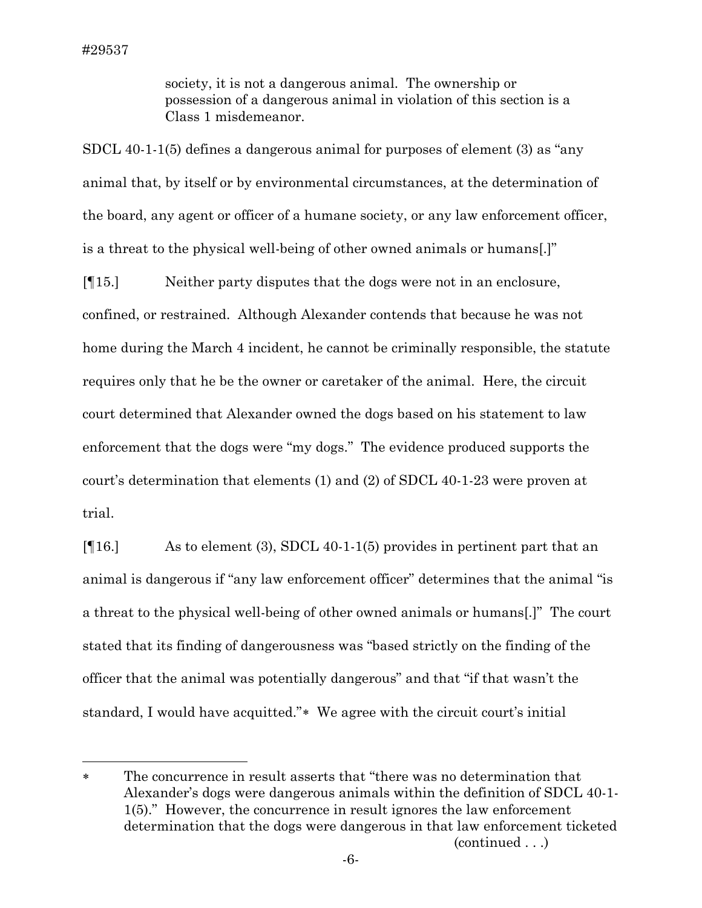society, it is not a dangerous animal. The ownership or possession of a dangerous animal in violation of this section is a Class 1 misdemeanor.

SDCL 40-1-1(5) defines a dangerous animal for purposes of element (3) as "any animal that, by itself or by environmental circumstances, at the determination of the board, any agent or officer of a humane society, or any law enforcement officer, is a threat to the physical well-being of other owned animals or humans[.]"

[¶15.] Neither party disputes that the dogs were not in an enclosure, confined, or restrained. Although Alexander contends that because he was not home during the March 4 incident, he cannot be criminally responsible, the statute requires only that he be the owner or caretaker of the animal. Here, the circuit court determined that Alexander owned the dogs based on his statement to law enforcement that the dogs were "my dogs." The evidence produced supports the court's determination that elements (1) and (2) of SDCL 40-1-23 were proven at trial.

[¶16.] As to element (3), SDCL 40-1-1(5) provides in pertinent part that an animal is dangerous if "any law enforcement officer" determines that the animal "is a threat to the physical well-being of other owned animals or humans[.]" The court stated that its finding of dangerousness was "based strictly on the finding of the officer that the animal was potentially dangerous" and that "if that wasn't the standard, I would have acquitted."* We agree with the circuit court's initial

---

\* The concurrence in result asserts that "there was no determination that Alexander's dogs were dangerous animals within the definition of SDCL 40-1-1(5)." However, the concurrence in result ignores the law enforcement determination that the dogs were dangerous in that law enforcement ticketed (continued . . .)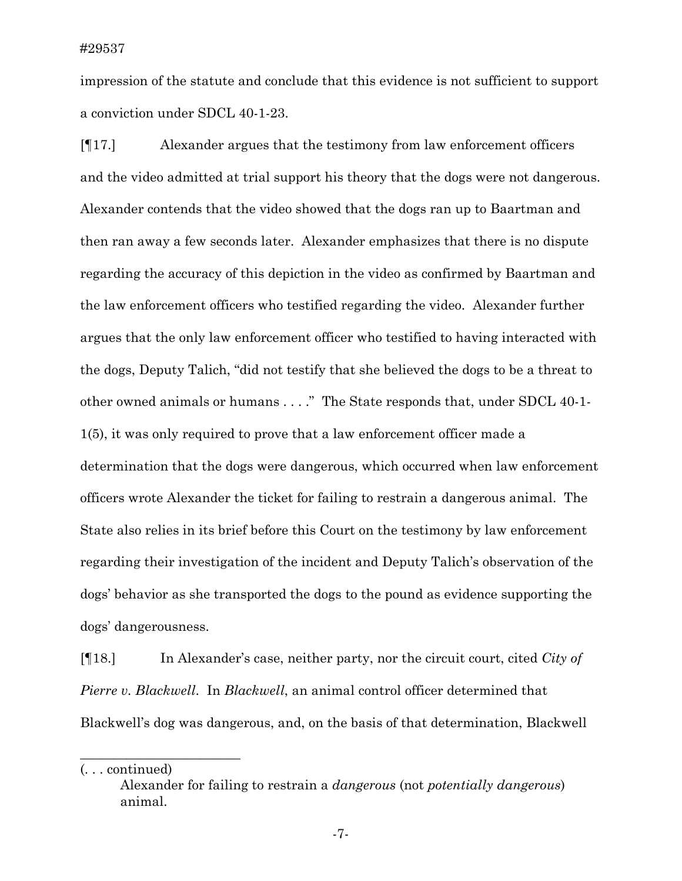impression of the statute and conclude that this evidence is not sufficient to support a conviction under SDCL 40-1-23.

[¶17.] Alexander argues that the testimony from law enforcement officers and the video admitted at trial support his theory that the dogs were not dangerous. Alexander contends that the video showed that the dogs ran up to Baartman and then ran away a few seconds later. Alexander emphasizes that there is no dispute regarding the accuracy of this depiction in the video as confirmed by Baartman and the law enforcement officers who testified regarding the video. Alexander further argues that the only law enforcement officer who testified to having interacted with the dogs, Deputy Talich, "did not testify that she believed the dogs to be a threat to other owned animals or humans . . . ." The State responds that, under SDCL 40-1-1(5), it was only required to prove that a law enforcement officer made a determination that the dogs were dangerous, which occurred when law enforcement officers wrote Alexander the ticket for failing to restrain a dangerous animal. The State also relies in its brief before this Court on the testimony by law enforcement regarding their investigation of the incident and Deputy Talich's observation of the dogs' behavior as she transported the dogs to the pound as evidence supporting the dogs' dangerousness.

[¶18.] In Alexander's case, neither party, nor the circuit court, cited *City of Pierre v. Blackwell*. In *Blackwell*, an animal control officer determined that Blackwell's dog was dangerous, and, on the basis of that determination, Blackwell

---

(. . . continued)

Alexander for failing to restrain a *dangerous* (not *potentially dangerous*) animal.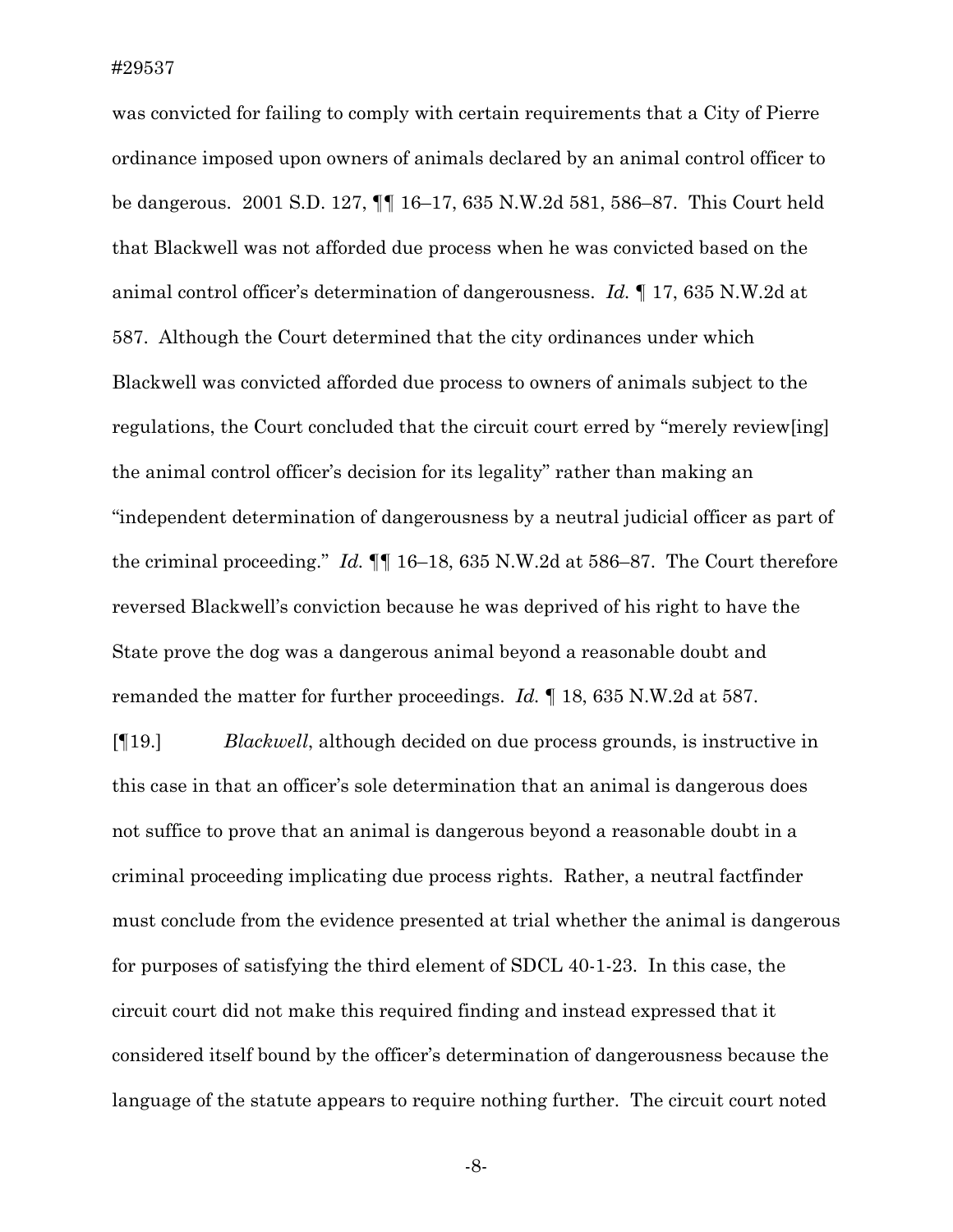was convicted for failing to comply with certain requirements that a City of Pierre ordinance imposed upon owners of animals declared by an animal control officer to be dangerous. 2001 S.D. 127, ¶¶ 16–17, 635 N.W.2d 581, 586–87. This Court held that Blackwell was not afforded due process when he was convicted based on the animal control officer's determination of dangerousness. *Id.* ¶ 17, 635 N.W.2d at 587. Although the Court determined that the city ordinances under which Blackwell was convicted afforded due process to owners of animals subject to the regulations, the Court concluded that the circuit court erred by "merely review[ing] the animal control officer's decision for its legality" rather than making an "independent determination of dangerousness by a neutral judicial officer as part of the criminal proceeding." *Id.* ¶¶ 16–18, 635 N.W.2d at 586–87. The Court therefore reversed Blackwell's conviction because he was deprived of his right to have the State prove the dog was a dangerous animal beyond a reasonable doubt and remanded the matter for further proceedings. *Id.* ¶ 18, 635 N.W.2d at 587.

[¶19.] *Blackwell*, although decided on due process grounds, is instructive in this case in that an officer's sole determination that an animal is dangerous does not suffice to prove that an animal is dangerous beyond a reasonable doubt in a criminal proceeding implicating due process rights. Rather, a neutral factfinder must conclude from the evidence presented at trial whether the animal is dangerous for purposes of satisfying the third element of SDCL 40-1-23. In this case, the circuit court did not make this required finding and instead expressed that it considered itself bound by the officer's determination of dangerousness because the language of the statute appears to require nothing further. The circuit court noted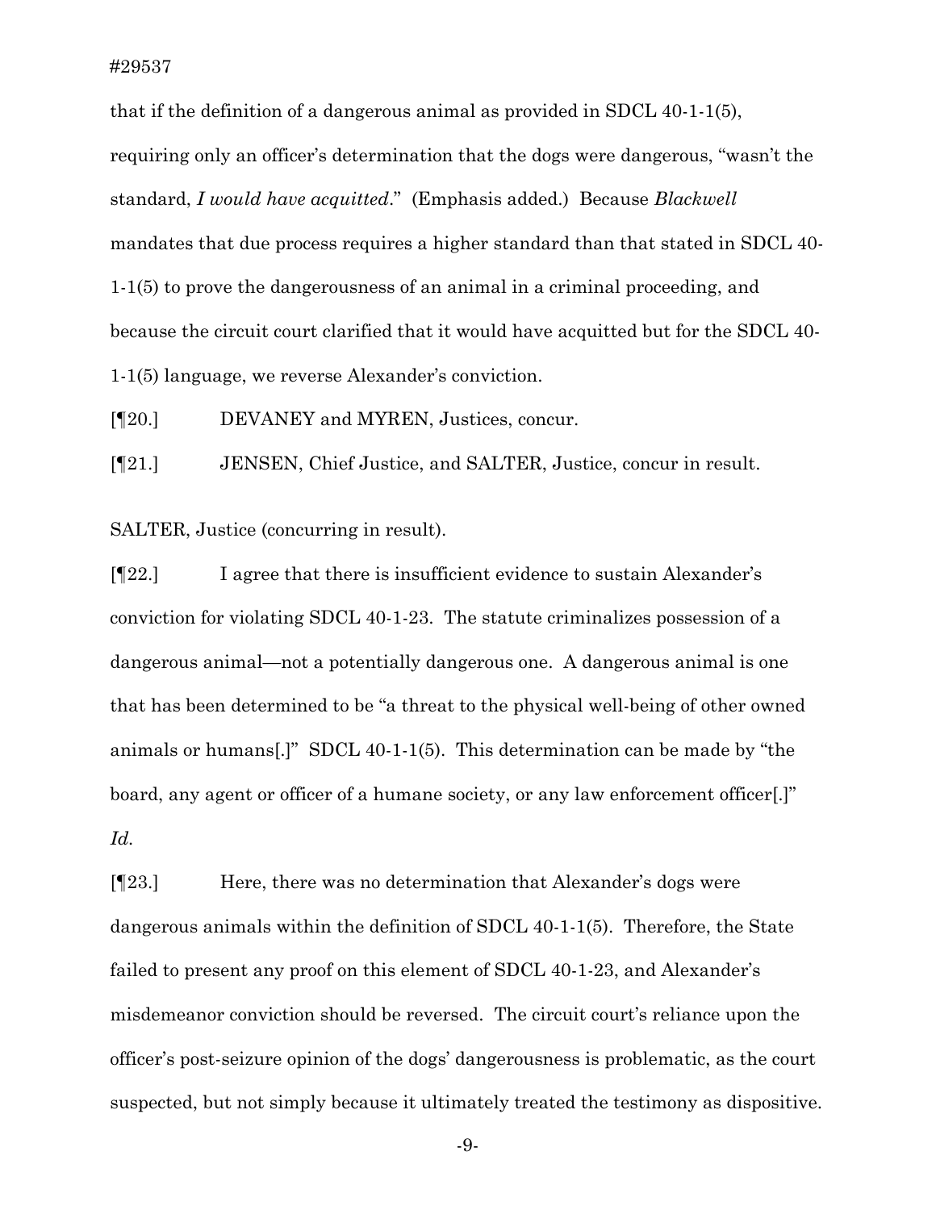that if the definition of a dangerous animal as provided in SDCL 40-1-1(5), requiring only an officer's determination that the dogs were dangerous, "wasn't the standard, *I would have acquitted*." (Emphasis added.) Because *Blackwell* mandates that due process requires a higher standard than that stated in SDCL 40-1-1(5) to prove the dangerousness of an animal in a criminal proceeding, and because the circuit court clarified that it would have acquitted but for the SDCL 40-1-1(5) language, we reverse Alexander's conviction.

[¶20.] DEVANEY and MYREN, Justices, concur.

[¶21.] JENSEN, Chief Justice, and SALTER, Justice, concur in result.

SALTER, Justice (concurring in result).

[¶22.] I agree that there is insufficient evidence to sustain Alexander's conviction for violating SDCL 40-1-23. The statute criminalizes possession of a dangerous animal—not a potentially dangerous one. A dangerous animal is one that has been determined to be "a threat to the physical well-being of other owned animals or humans[.]" SDCL 40-1-1(5). This determination can be made by "the board, any agent or officer of a humane society, or any law enforcement officer[.]" *Id.*

[¶23.] Here, there was no determination that Alexander's dogs were dangerous animals within the definition of SDCL 40-1-1(5). Therefore, the State failed to present any proof on this element of SDCL 40-1-23, and Alexander's misdemeanor conviction should be reversed. The circuit court's reliance upon the officer's post-seizure opinion of the dogs' dangerousness is problematic, as the court suspected, but not simply because it ultimately treated the testimony as dispositive.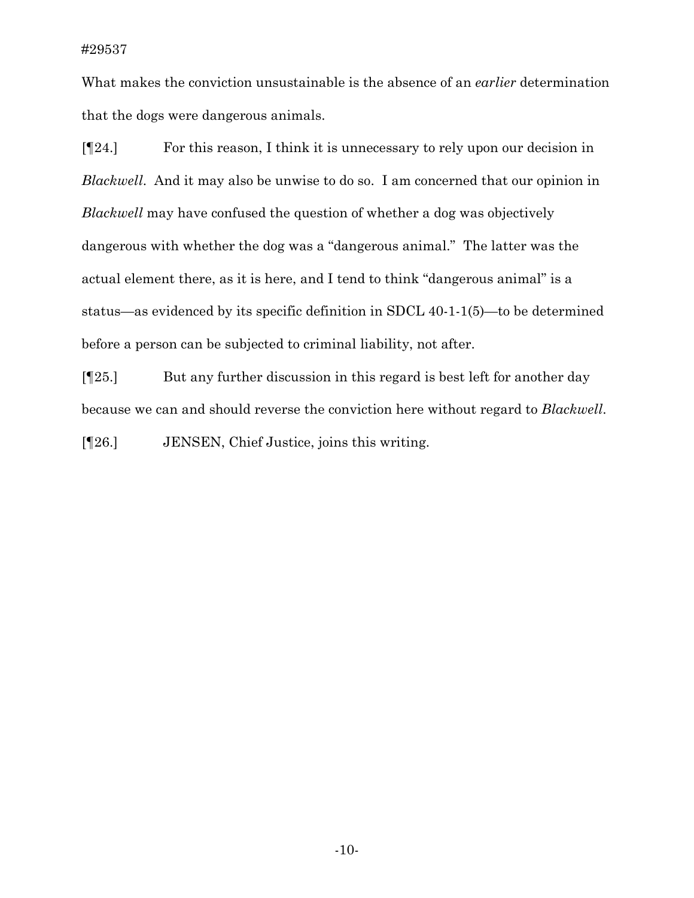What makes the conviction unsustainable is the absence of an *earlier* determination that the dogs were dangerous animals.

[¶24.] For this reason, I think it is unnecessary to rely upon our decision in *Blackwell*. And it may also be unwise to do so. I am concerned that our opinion in *Blackwell* may have confused the question of whether a dog was objectively dangerous with whether the dog was a "dangerous animal." The latter was the actual element there, as it is here, and I tend to think "dangerous animal" is a status—as evidenced by its specific definition in SDCL 40-1-1(5)—to be determined before a person can be subjected to criminal liability, not after.

[¶25.] But any further discussion in this regard is best left for another day because we can and should reverse the conviction here without regard to *Blackwell*.

[¶26.] JENSEN, Chief Justice, joins this writing.